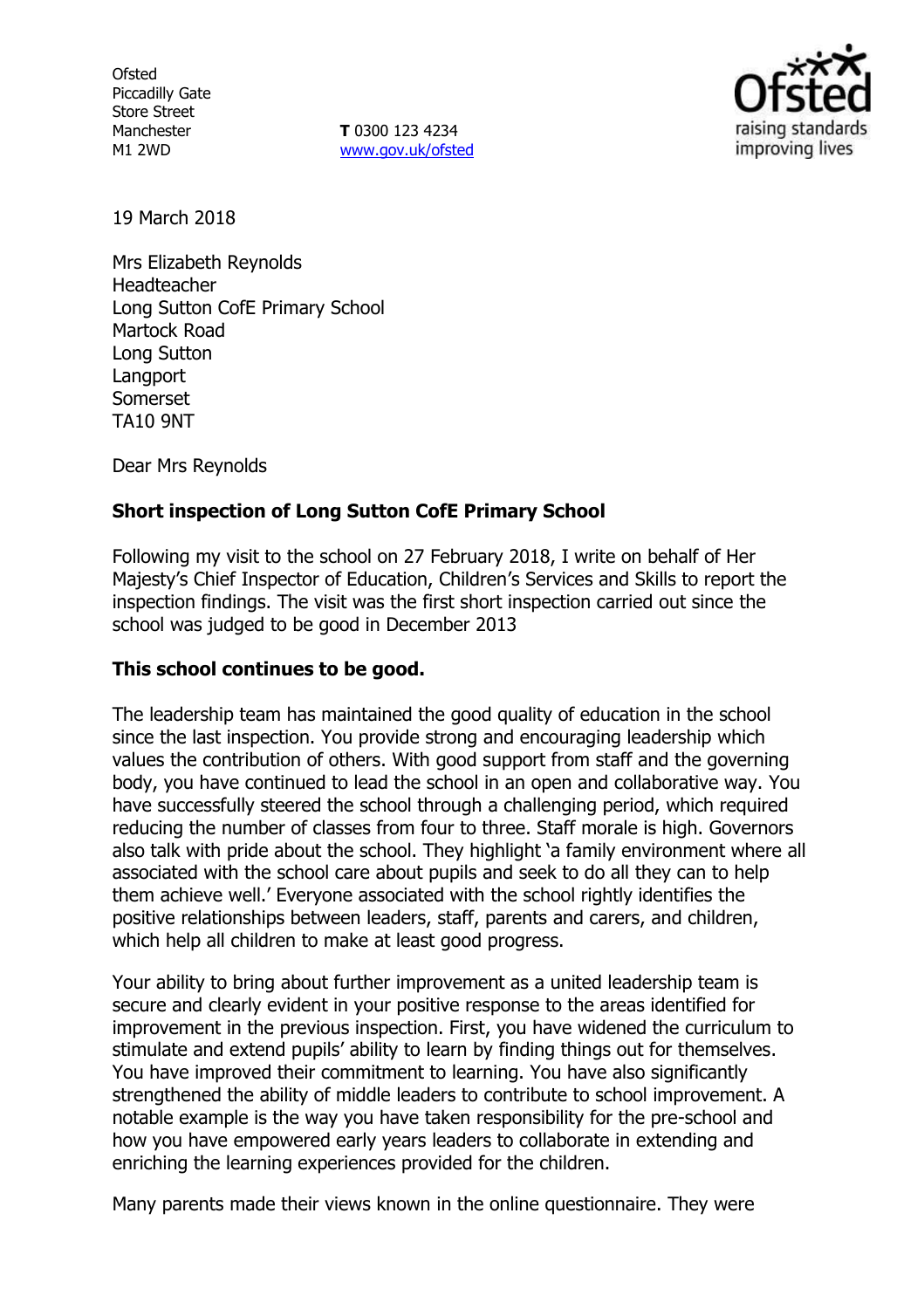Ofsted
Piccadilly Gate
Store Street
Manchester
M1 2WD

**T** 0300 123 4234
www.gov.uk/ofsted

19 March 2018

Mrs Elizabeth Reynolds
Headteacher
Long Sutton CofE Primary School
Martock Road
Long Sutton
Langport
Somerset
TA10 9NT

Dear Mrs Reynolds

**Short inspection of Long Sutton CofE Primary School**

Following my visit to the school on 27 February 2018, I write on behalf of Her Majesty's Chief Inspector of Education, Children's Services and Skills to report the inspection findings. The visit was the first short inspection carried out since the school was judged to be good in December 2013

**This school continues to be good.**

The leadership team has maintained the good quality of education in the school since the last inspection. You provide strong and encouraging leadership which values the contribution of others. With good support from staff and the governing body, you have continued to lead the school in an open and collaborative way. You have successfully steered the school through a challenging period, which required reducing the number of classes from four to three. Staff morale is high. Governors also talk with pride about the school. They highlight 'a family environment where all associated with the school care about pupils and seek to do all they can to help them achieve well.' Everyone associated with the school rightly identifies the positive relationships between leaders, staff, parents and carers, and children, which help all children to make at least good progress.

Your ability to bring about further improvement as a united leadership team is secure and clearly evident in your positive response to the areas identified for improvement in the previous inspection. First, you have widened the curriculum to stimulate and extend pupils' ability to learn by finding things out for themselves. You have improved their commitment to learning. You have also significantly strengthened the ability of middle leaders to contribute to school improvement. A notable example is the way you have taken responsibility for the pre-school and how you have empowered early years leaders to collaborate in extending and enriching the learning experiences provided for the children.

Many parents made their views known in the online questionnaire. They were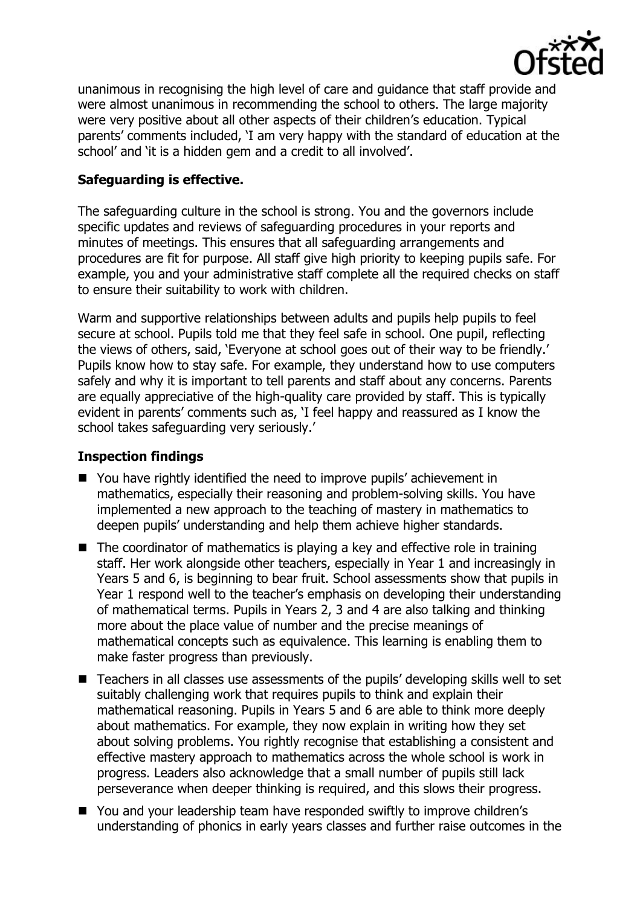unanimous in recognising the high level of care and guidance that staff provide and were almost unanimous in recommending the school to others. The large majority were very positive about all other aspects of their children's education. Typical parents' comments included, 'I am very happy with the standard of education at the school' and 'it is a hidden gem and a credit to all involved'.

**Safeguarding is effective.**

The safeguarding culture in the school is strong. You and the governors include specific updates and reviews of safeguarding procedures in your reports and minutes of meetings. This ensures that all safeguarding arrangements and procedures are fit for purpose. All staff give high priority to keeping pupils safe. For example, you and your administrative staff complete all the required checks on staff to ensure their suitability to work with children.

Warm and supportive relationships between adults and pupils help pupils to feel secure at school. Pupils told me that they feel safe in school. One pupil, reflecting the views of others, said, 'Everyone at school goes out of their way to be friendly.' Pupils know how to stay safe. For example, they understand how to use computers safely and why it is important to tell parents and staff about any concerns. Parents are equally appreciative of the high-quality care provided by staff. This is typically evident in parents' comments such as, 'I feel happy and reassured as I know the school takes safeguarding very seriously.'

## Inspection findings

- You have rightly identified the need to improve pupils' achievement in mathematics, especially their reasoning and problem-solving skills. You have implemented a new approach to the teaching of mastery in mathematics to deepen pupils' understanding and help them achieve higher standards.
- The coordinator of mathematics is playing a key and effective role in training staff. Her work alongside other teachers, especially in Year 1 and increasingly in Years 5 and 6, is beginning to bear fruit. School assessments show that pupils in Year 1 respond well to the teacher's emphasis on developing their understanding of mathematical terms. Pupils in Years 2, 3 and 4 are also talking and thinking more about the place value of number and the precise meanings of mathematical concepts such as equivalence. This learning is enabling them to make faster progress than previously.
- Teachers in all classes use assessments of the pupils' developing skills well to set suitably challenging work that requires pupils to think and explain their mathematical reasoning. Pupils in Years 5 and 6 are able to think more deeply about mathematics. For example, they now explain in writing how they set about solving problems. You rightly recognise that establishing a consistent and effective mastery approach to mathematics across the whole school is work in progress. Leaders also acknowledge that a small number of pupils still lack perseverance when deeper thinking is required, and this slows their progress.
- You and your leadership team have responded swiftly to improve children's understanding of phonics in early years classes and further raise outcomes in the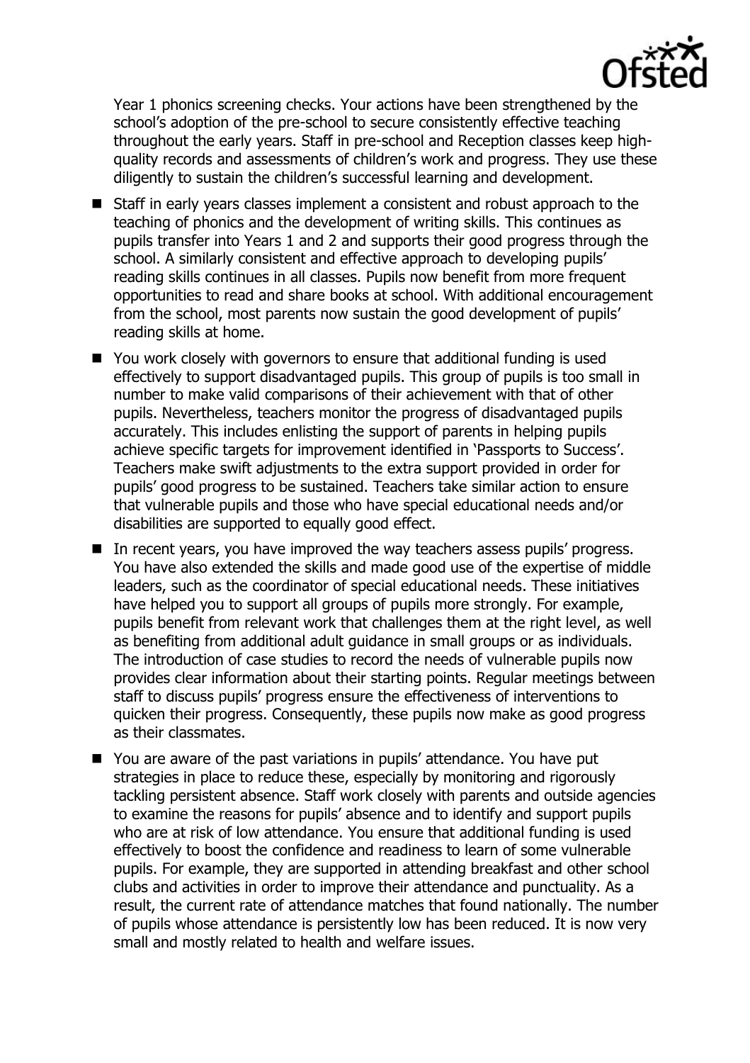Year 1 phonics screening checks. Your actions have been strengthened by the school's adoption of the pre-school to secure consistently effective teaching throughout the early years. Staff in pre-school and Reception classes keep high-quality records and assessments of children's work and progress. They use these diligently to sustain the children's successful learning and development.

- Staff in early years classes implement a consistent and robust approach to the teaching of phonics and the development of writing skills. This continues as pupils transfer into Years 1 and 2 and supports their good progress through the school. A similarly consistent and effective approach to developing pupils' reading skills continues in all classes. Pupils now benefit from more frequent opportunities to read and share books at school. With additional encouragement from the school, most parents now sustain the good development of pupils' reading skills at home.
- You work closely with governors to ensure that additional funding is used effectively to support disadvantaged pupils. This group of pupils is too small in number to make valid comparisons of their achievement with that of other pupils. Nevertheless, teachers monitor the progress of disadvantaged pupils accurately. This includes enlisting the support of parents in helping pupils achieve specific targets for improvement identified in 'Passports to Success'. Teachers make swift adjustments to the extra support provided in order for pupils' good progress to be sustained. Teachers take similar action to ensure that vulnerable pupils and those who have special educational needs and/or disabilities are supported to equally good effect.
- In recent years, you have improved the way teachers assess pupils' progress. You have also extended the skills and made good use of the expertise of middle leaders, such as the coordinator of special educational needs. These initiatives have helped you to support all groups of pupils more strongly. For example, pupils benefit from relevant work that challenges them at the right level, as well as benefiting from additional adult guidance in small groups or as individuals. The introduction of case studies to record the needs of vulnerable pupils now provides clear information about their starting points. Regular meetings between staff to discuss pupils' progress ensure the effectiveness of interventions to quicken their progress. Consequently, these pupils now make as good progress as their classmates.
- You are aware of the past variations in pupils' attendance. You have put strategies in place to reduce these, especially by monitoring and rigorously tackling persistent absence. Staff work closely with parents and outside agencies to examine the reasons for pupils' absence and to identify and support pupils who are at risk of low attendance. You ensure that additional funding is used effectively to boost the confidence and readiness to learn of some vulnerable pupils. For example, they are supported in attending breakfast and other school clubs and activities in order to improve their attendance and punctuality. As a result, the current rate of attendance matches that found nationally. The number of pupils whose attendance is persistently low has been reduced. It is now very small and mostly related to health and welfare issues.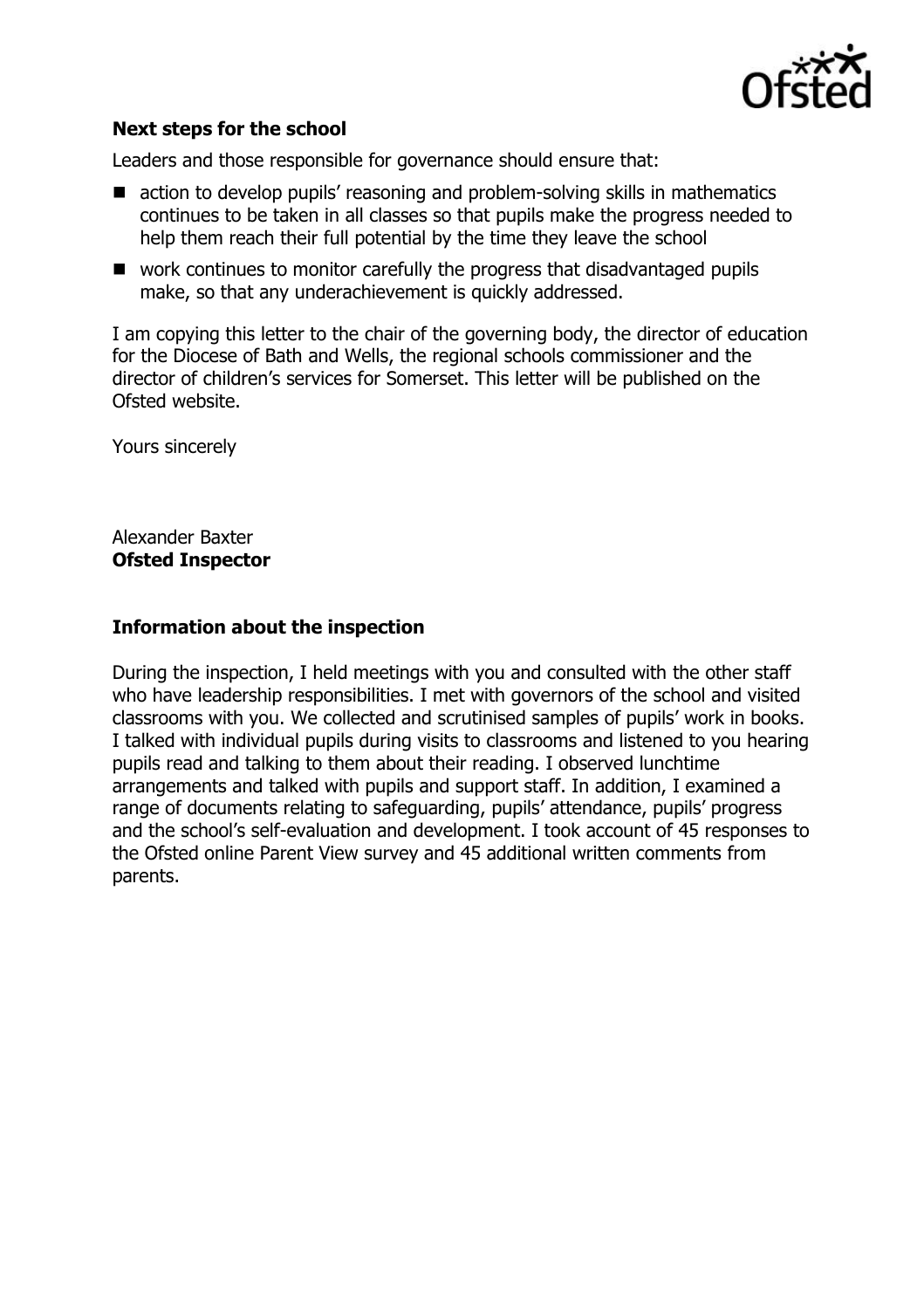### Next steps for the school

Leaders and those responsible for governance should ensure that:

- action to develop pupils' reasoning and problem-solving skills in mathematics continues to be taken in all classes so that pupils make the progress needed to help them reach their full potential by the time they leave the school
- work continues to monitor carefully the progress that disadvantaged pupils make, so that any underachievement is quickly addressed.

I am copying this letter to the chair of the governing body, the director of education for the Diocese of Bath and Wells, the regional schools commissioner and the director of children's services for Somerset. This letter will be published on the Ofsted website.

Yours sincerely

Alexander Baxter
**Ofsted Inspector**

### Information about the inspection

During the inspection, I held meetings with you and consulted with the other staff who have leadership responsibilities. I met with governors of the school and visited classrooms with you. We collected and scrutinised samples of pupils' work in books. I talked with individual pupils during visits to classrooms and listened to you hearing pupils read and talking to them about their reading. I observed lunchtime arrangements and talked with pupils and support staff. In addition, I examined a range of documents relating to safeguarding, pupils' attendance, pupils' progress and the school's self-evaluation and development. I took account of 45 responses to the Ofsted online Parent View survey and 45 additional written comments from parents.